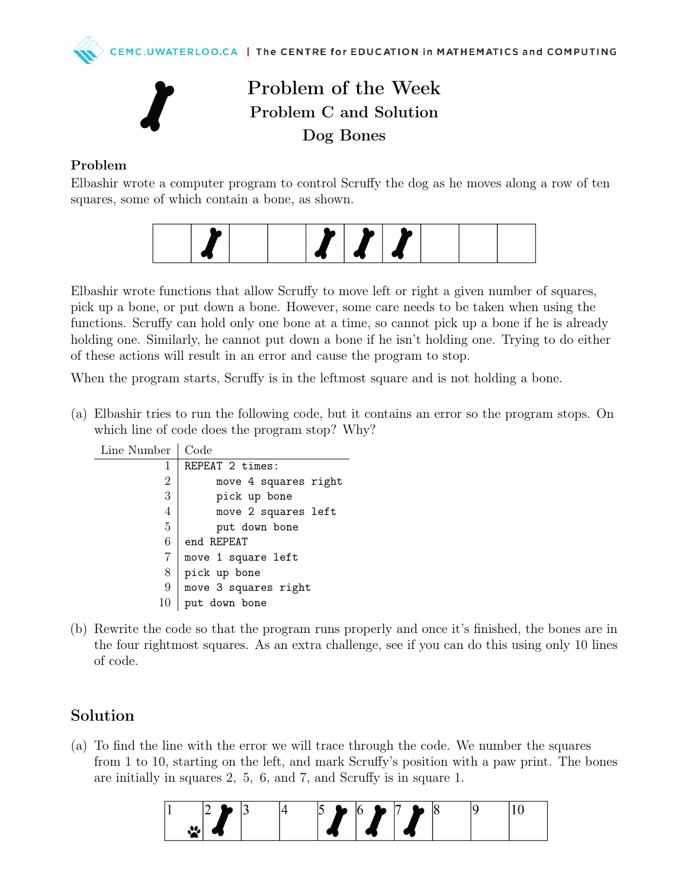# Problem of the Week
## Problem C and Solution
## Dog Bones

### Problem

Elbashir wrote a computer program to control Scruffy the dog as he moves along a row of ten squares, some of which contain a bone, as shown.

Elbashir wrote functions that allow Scruffy to move left or right a given number of squares, pick up a bone, or put down a bone. However, some care needs to be taken when using the functions. Scruffy can hold only one bone at a time, so cannot pick up a bone if he is already holding one. Similarly, he cannot put down a bone if he isn't holding one. Trying to do either of these actions will result in an error and cause the program to stop.

When the program starts, Scruffy is in the leftmost square and is not holding a bone.

(a) Elbashir tries to run the following code, but it contains an error so the program stops. On which line of code does the program stop? Why?

| Line Number | Code |
|---|---|
| 1 | `REPEAT 2 times:` |
| 2 | `move 4 squares right` |
| 3 | `pick up bone` |
| 4 | `move 2 squares left` |
| 5 | `put down bone` |
| 6 | `end REPEAT` |
| 7 | `move 1 square left` |
| 8 | `pick up bone` |
| 9 | `move 3 squares right` |
| 10 | `put down bone` |

(b) Rewrite the code so that the program runs properly and once it's finished, the bones are in the four rightmost squares. As an extra challenge, see if you can do this using only 10 lines of code.

## Solution

(a) To find the line with the error we will trace through the code. We number the squares from 1 to 10, starting on the left, and mark Scruffy's position with a paw print. The bones are initially in squares 2, 5, 6, and 7, and Scruffy is in square 1.

| 1 | 2 | 3 | 4 | 5 | 6 | 7 | 8 | 9 | 10 |
|---|---|---|---|---|---|---|---|---|---|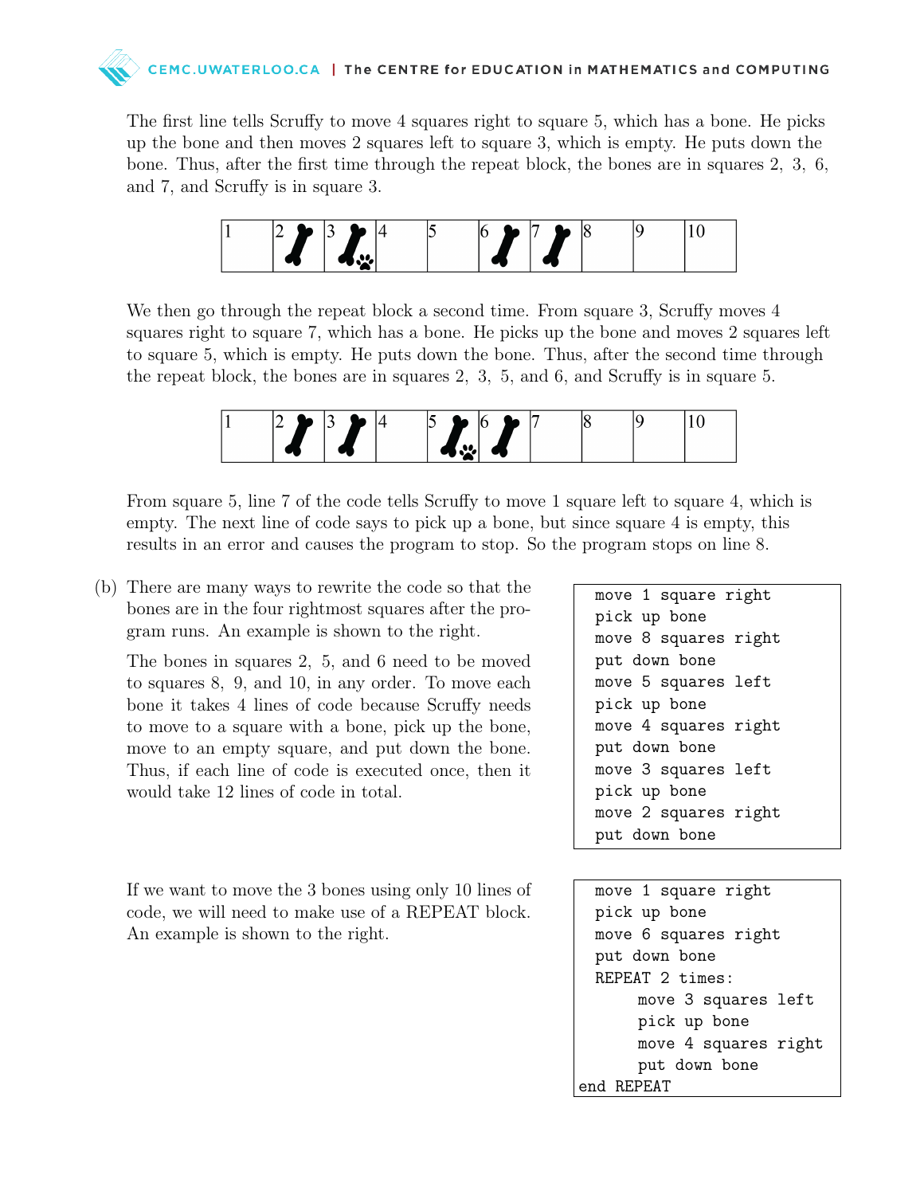The first line tells Scruffy to move 4 squares right to square 5, which has a bone. He picks up the bone and then moves 2 squares left to square 3, which is empty. He puts down the bone. Thus, after the first time through the repeat block, the bones are in squares 2, 3, 6, and 7, and Scruffy is in square 3.

| | | | | | | | | | |
|---|---|---|---|---|---|---|---|---|---|
| 1 | 2 | 3 | 4 | 5 | 6 | 7 | 8 | 9 | 10 |

We then go through the repeat block a second time. From square 3, Scruffy moves 4 squares right to square 7, which has a bone. He picks up the bone and moves 2 squares left to square 5, which is empty. He puts down the bone. Thus, after the second time through the repeat block, the bones are in squares 2, 3, 5, and 6, and Scruffy is in square 5.

| | | | | | | | | | |
|---|---|---|---|---|---|---|---|---|---|
| 1 | 2 | 3 | 4 | 5 | 6 | 7 | 8 | 9 | 10 |

From square 5, line 7 of the code tells Scruffy to move 1 square left to square 4, which is empty. The next line of code says to pick up a bone, but since square 4 is empty, this results in an error and causes the program to stop. So the program stops on line 8.

(b) There are many ways to rewrite the code so that the bones are in the four rightmost squares after the program runs. An example is shown to the right.

The bones in squares 2, 5, and 6 need to be moved to squares 8, 9, and 10, in any order. To move each bone it takes 4 lines of code because Scruffy needs to move to a square with a bone, pick up the bone, move to an empty square, and put down the bone. Thus, if each line of code is executed once, then it would take 12 lines of code in total.

```
move 1 square right
pick up bone
move 8 squares right
put down bone
move 5 squares left
pick up bone
move 4 squares right
put down bone
move 3 squares left
pick up bone
move 2 squares right
put down bone
```

If we want to move the 3 bones using only 10 lines of code, we will need to make use of a REPEAT block. An example is shown to the right.

```
move 1 square right
pick up bone
move 6 squares right
put down bone
REPEAT 2 times:
    move 3 squares left
    pick up bone
    move 4 squares right
    put down bone
end REPEAT
```